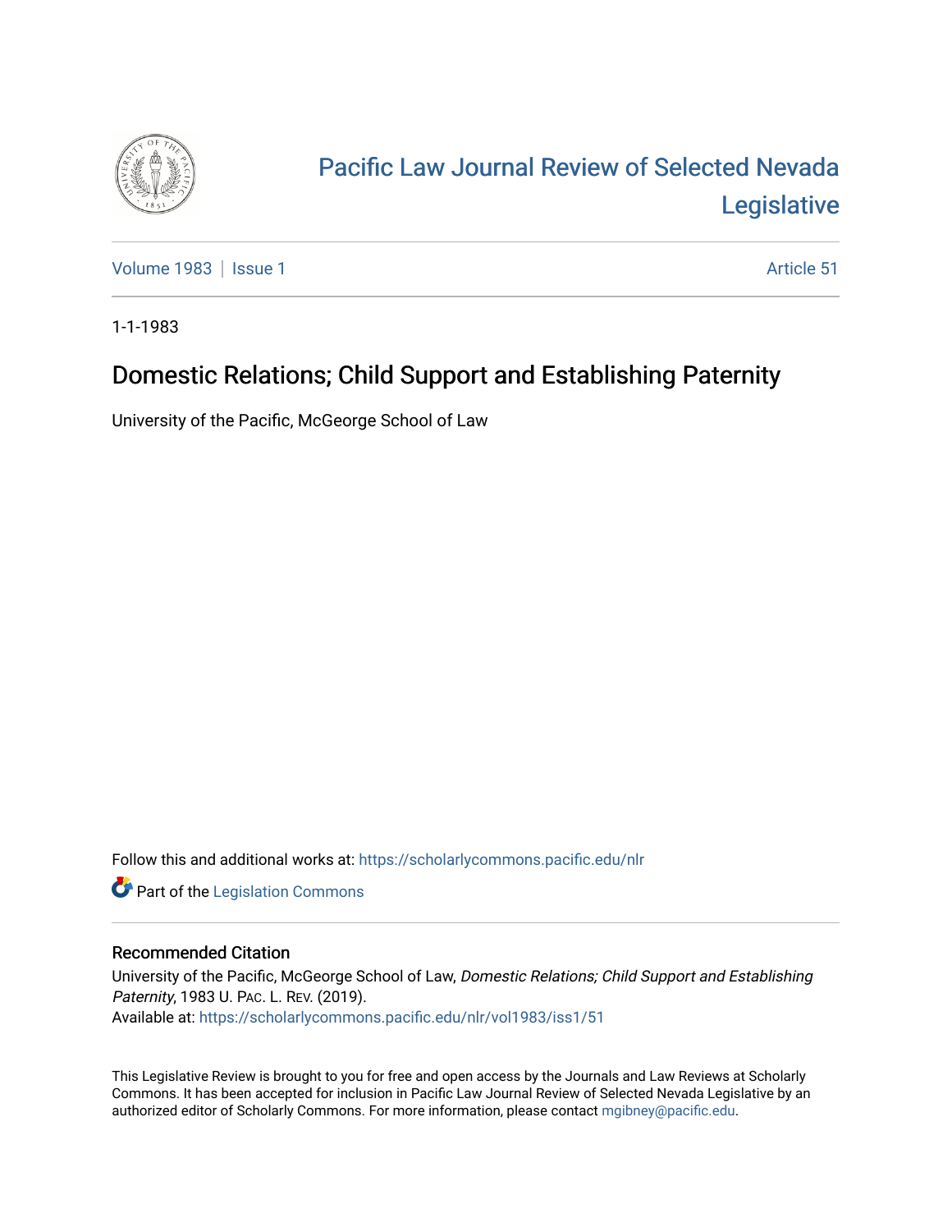# Pacific Law Journal Review of Selected Nevada Legislative

Volume 1983 | Issue 1 Article 51

1-1-1983

## Domestic Relations; Child Support and Establishing Paternity

University of the Pacific, McGeorge School of Law

Follow this and additional works at: https://scholarlycommons.pacific.edu/nlr

Part of the Legislation Commons

### Recommended Citation

University of the Pacific, McGeorge School of Law, *Domestic Relations; Child Support and Establishing Paternity*, 1983 U. PAC. L. REV. (2019).
Available at: https://scholarlycommons.pacific.edu/nlr/vol1983/iss1/51

This Legislative Review is brought to you for free and open access by the Journals and Law Reviews at Scholarly Commons. It has been accepted for inclusion in Pacific Law Journal Review of Selected Nevada Legislative by an authorized editor of Scholarly Commons. For more information, please contact mgibney@pacific.edu.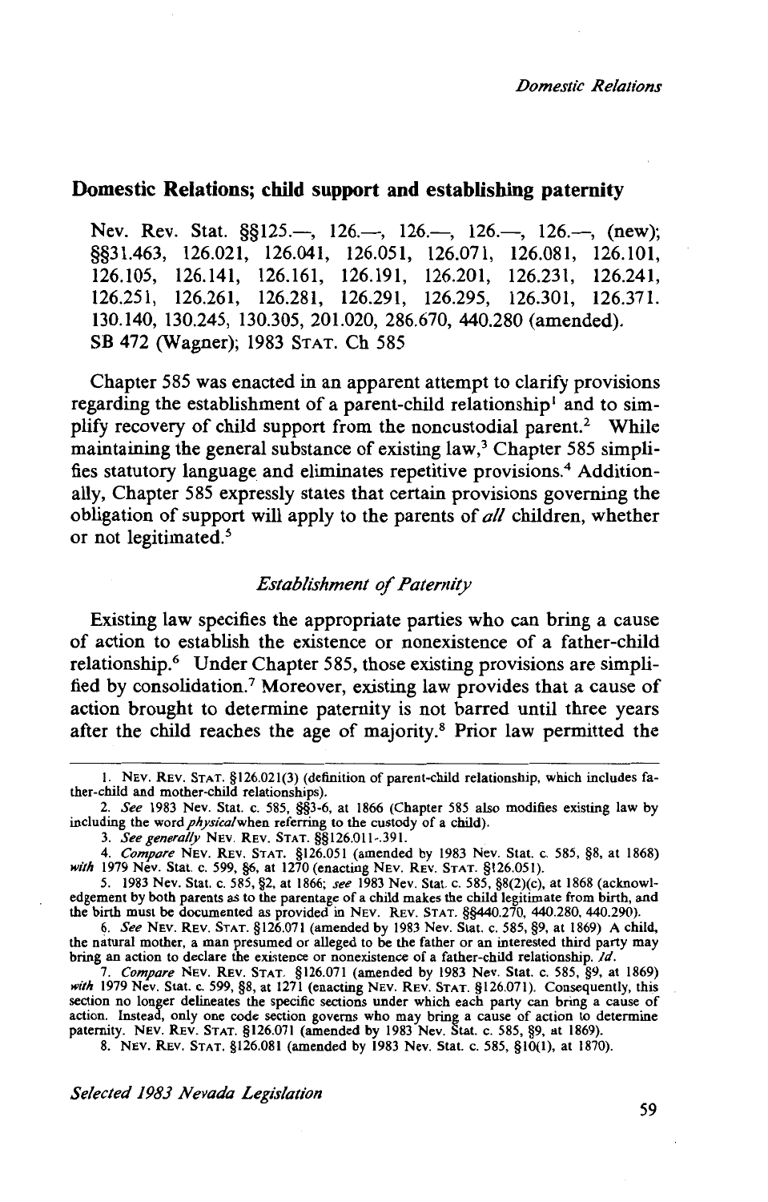## Domestic Relations; child support and establishing paternity

Nev. Rev. Stat. §§125.—, 126.—, 126.—, 126.—, 126.—, (new); §§31.463, 126.021, 126.041, 126.051, 126.071, 126.081, 126.101, 126.105, 126.141, 126.161, 126.191, 126.201, 126.231, 126.241, 126.251, 126.261, 126.281, 126.291, 126.295, 126.301, 126.371. 130.140, 130.245, 130.305, 201.020, 286.670, 440.280 (amended).
SB 472 (Wagner); 1983 STAT. Ch 585

Chapter 585 was enacted in an apparent attempt to clarify provisions regarding the establishment of a parent-child relationship[1] and to simplify recovery of child support from the noncustodial parent.[2] While maintaining the general substance of existing law,[3] Chapter 585 simplifies statutory language and eliminates repetitive provisions.[4] Additionally, Chapter 585 expressly states that certain provisions governing the obligation of support will apply to the parents of *all* children, whether or not legitimated.[5]

### *Establishment of Paternity*

Existing law specifies the appropriate parties who can bring a cause of action to establish the existence or nonexistence of a father-child relationship.[6] Under Chapter 585, those existing provisions are simplified by consolidation.[7] Moreover, existing law provides that a cause of action brought to determine paternity is not barred until three years after the child reaches the age of majority.[8] Prior law permitted the

---

1. NEV. REV. STAT. §126.021(3) (definition of parent-child relationship, which includes father-child and mother-child relationships).
2. *See* 1983 Nev. Stat. c. 585, §§3-6, at 1866 (Chapter 585 also modifies existing law by including the word *physical* when referring to the custody of a child).
3. *See generally* NEV. REV. STAT. §§126.011-.391.
4. *Compare* NEV. REV. STAT. §126.051 (amended by 1983 Nev. Stat. c. 585, §8, at 1868) *with* 1979 Nev. Stat. c. 599, §6, at 1270 (enacting NEV. REV. STAT. §126.051).
5. 1983 Nev. Stat. c. 585, §2, at 1866; *see* 1983 Nev. Stat. c. 585, §8(2)(c), at 1868 (acknowledgement by both parents as to the parentage of a child makes the child legitimate from birth, and the birth must be documented as provided in NEV. REV. STAT. §§440.270, 440.280, 440.290).
6. *See* NEV. REV. STAT. §126.071 (amended by 1983 Nev. Stat. c. 585, §9, at 1869) A child, the natural mother, a man presumed or alleged to be the father or an interested third party may bring an action to declare the existence or nonexistence of a father-child relationship. *Id.*
7. *Compare* NEV. REV. STAT. §126.071 (amended by 1983 Nev. Stat. c. 585, §9, at 1869) *with* 1979 Nev. Stat. c. 599, §8, at 1271 (enacting NEV. REV. STAT. §126.071). Consequently, this section no longer delineates the specific sections under which each party can bring a cause of action. Instead, only one code section governs who may bring a cause of action to determine paternity. NEV. REV. STAT. §126.071 (amended by 1983 Nev. Stat. c. 585, §9, at 1869).
8. NEV. REV. STAT. §126.081 (amended by 1983 Nev. Stat. c. 585, §10(1), at 1870).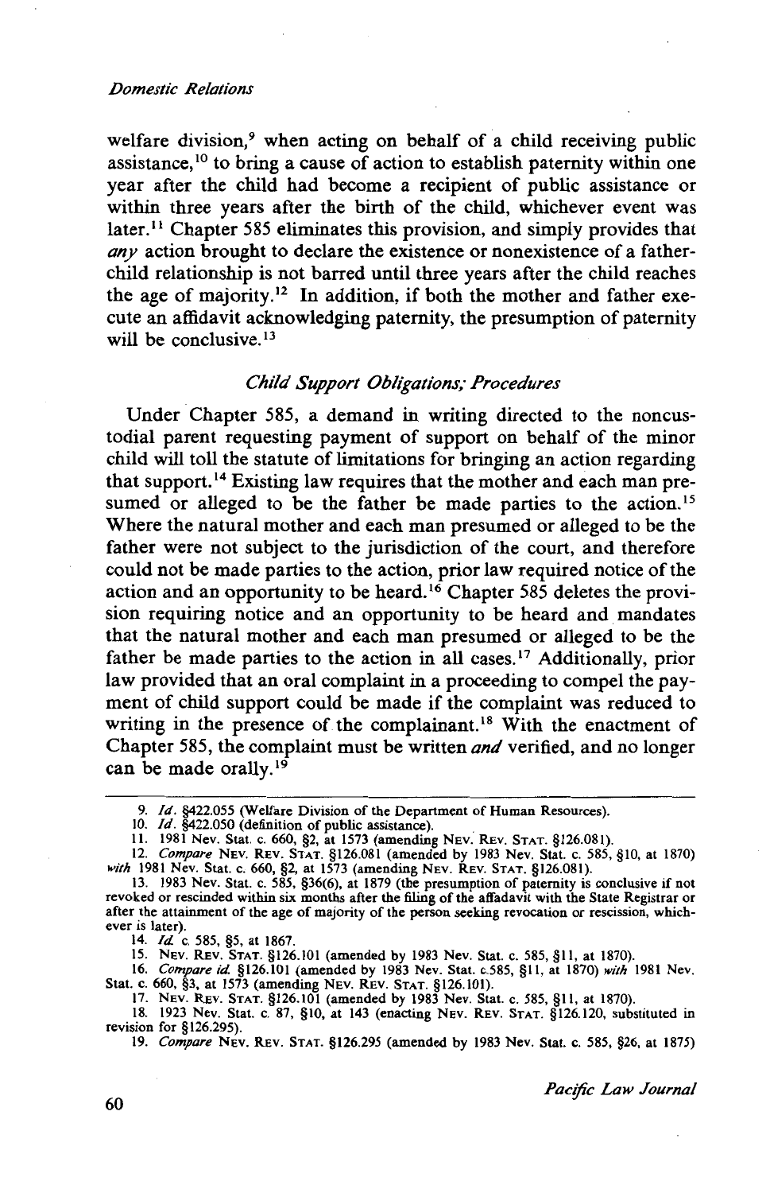welfare division,[9] when acting on behalf of a child receiving public assistance,[10] to bring a cause of action to establish paternity within one year after the child had become a recipient of public assistance or within three years after the birth of the child, whichever event was later.[11] Chapter 585 eliminates this provision, and simply provides that *any* action brought to declare the existence or nonexistence of a father-child relationship is not barred until three years after the child reaches the age of majority.[12] In addition, if both the mother and father execute an affidavit acknowledging paternity, the presumption of paternity will be conclusive.[13]

### *Child Support Obligations; Procedures*

Under Chapter 585, a demand in writing directed to the noncustodial parent requesting payment of support on behalf of the minor child will toll the statute of limitations for bringing an action regarding that support.[14] Existing law requires that the mother and each man presumed or alleged to be the father be made parties to the action.[15] Where the natural mother and each man presumed or alleged to be the father were not subject to the jurisdiction of the court, and therefore could not be made parties to the action, prior law required notice of the action and an opportunity to be heard.[16] Chapter 585 deletes the provision requiring notice and an opportunity to be heard and mandates that the natural mother and each man presumed or alleged to be the father be made parties to the action in all cases.[17] Additionally, prior law provided that an oral complaint in a proceeding to compel the payment of child support could be made if the complaint was reduced to writing in the presence of the complainant.[18] With the enactment of Chapter 585, the complaint must be written *and* verified, and no longer can be made orally.[19]

---

9. *Id.* §422.055 (Welfare Division of the Department of Human Resources).
10. *Id.* §422.050 (definition of public assistance).
11. 1981 Nev. Stat. c. 660, §2, at 1573 (amending NEV. REV. STAT. §126.081).
12. *Compare* NEV. REV. STAT. §126.081 (amended by 1983 Nev. Stat. c. 585, §10, at 1870) *with* 1981 Nev. Stat. c. 660, §2, at 1573 (amending NEV. REV. STAT. §126.081).
13. 1983 Nev. Stat. c. 585, §36(6), at 1879 (the presumption of paternity is conclusive if not revoked or rescinded within six months after the filing of the affadavit with the State Registrar or after the attainment of the age of majority of the person seeking revocation or rescission, whichever is later).
14. *Id.* c. 585, §5, at 1867.
15. NEV. REV. STAT. §126.101 (amended by 1983 Nev. Stat. c. 585, §11, at 1870).
16. *Compare id.* §126.101 (amended by 1983 Nev. Stat. c.585, §11, at 1870) *with* 1981 Nev. Stat. c. 660, §3, at 1573 (amending NEV. REV. STAT. §126.101).
17. NEV. REV. STAT. §126.101 (amended by 1983 Nev. Stat. c. 585, §11, at 1870).
18. 1923 Nev. Stat. c. 87, §10, at 143 (enacting NEV. REV. STAT. §126.120, substituted in revision for §126.295).
19. *Compare* NEV. REV. STAT. §126.295 (amended by 1983 Nev. Stat. c. 585, §26, at 1875)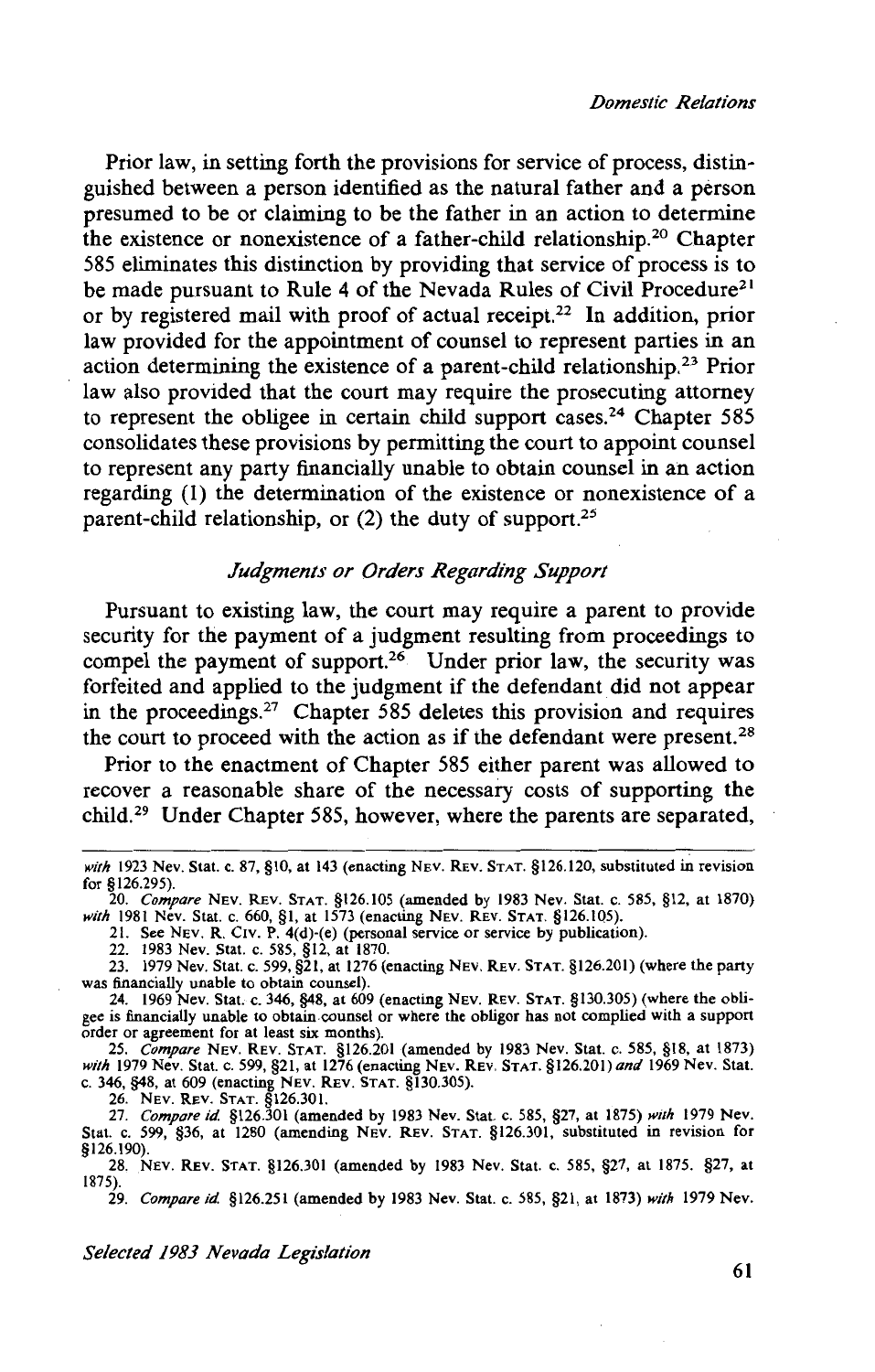Prior law, in setting forth the provisions for service of process, distinguished between a person identified as the natural father and a person presumed to be or claiming to be the father in an action to determine the existence or nonexistence of a father-child relationship.[20] Chapter 585 eliminates this distinction by providing that service of process is to be made pursuant to Rule 4 of the Nevada Rules of Civil Procedure[21] or by registered mail with proof of actual receipt.[22] In addition, prior law provided for the appointment of counsel to represent parties in an action determining the existence of a parent-child relationship.[23] Prior law also provided that the court may require the prosecuting attorney to represent the obligee in certain child support cases.[24] Chapter 585 consolidates these provisions by permitting the court to appoint counsel to represent any party financially unable to obtain counsel in an action regarding (1) the determination of the existence or nonexistence of a parent-child relationship, or (2) the duty of support.[25]

### *Judgments or Orders Regarding Support*

Pursuant to existing law, the court may require a parent to provide security for the payment of a judgment resulting from proceedings to compel the payment of support.[26] Under prior law, the security was forfeited and applied to the judgment if the defendant did not appear in the proceedings.[27] Chapter 585 deletes this provision and requires the court to proceed with the action as if the defendant were present.[28]

Prior to the enactment of Chapter 585 either parent was allowed to recover a reasonable share of the necessary costs of supporting the child.[29] Under Chapter 585, however, where the parents are separated,

---

*with* 1923 Nev. Stat. c. 87, §10, at 143 (enacting NEV. REV. STAT. §126.120, substituted in revision for §126.295).

20. *Compare* NEV. REV. STAT. §126.105 (amended by 1983 Nev. Stat. c. 585, §12, at 1870) *with* 1981 Nev. Stat. c. 660, §1, at 1573 (enacting NEV. REV. STAT. §126.105).

21. See NEV. R. CIV. P. 4(d)-(e) (personal service or service by publication).

22. 1983 Nev. Stat. c. 585, §12, at 1870.

23. 1979 Nev. Stat. c. 599, §21, at 1276 (enacting NEV. REV. STAT. §126.201) (where the party was financially unable to obtain counsel).

24. 1969 Nev. Stat. c. 346, §48, at 609 (enacting NEV. REV. STAT. §130.305) (where the obligee is financially unable to obtain counsel or where the obligor has not complied with a support order or agreement for at least six months).

25. *Compare* NEV. REV. STAT. §126.201 (amended by 1983 Nev. Stat. c. 585, §18, at 1873) *with* 1979 Nev. Stat. c. 599, §21, at 1276 (enacting NEV. REV. STAT. §126.201) *and* 1969 Nev. Stat. c. 346, §48, at 609 (enacting NEV. REV. STAT. §130.305).

26. NEV. REV. STAT. §126.301.

27. *Compare id.* §126.301 (amended by 1983 Nev. Stat. c. 585, §27, at 1875) *with* 1979 Nev. Stat. c. 599, §36, at 1280 (amending NEV. REV. STAT. §126.301, substituted in revision for §126.190).

28. NEV. REV. STAT. §126.301 (amended by 1983 Nev. Stat. c. 585, §27, at 1875. §27, at 1875).

29. *Compare id.* §126.251 (amended by 1983 Nev. Stat. c. 585, §21, at 1873) *with* 1979 Nev.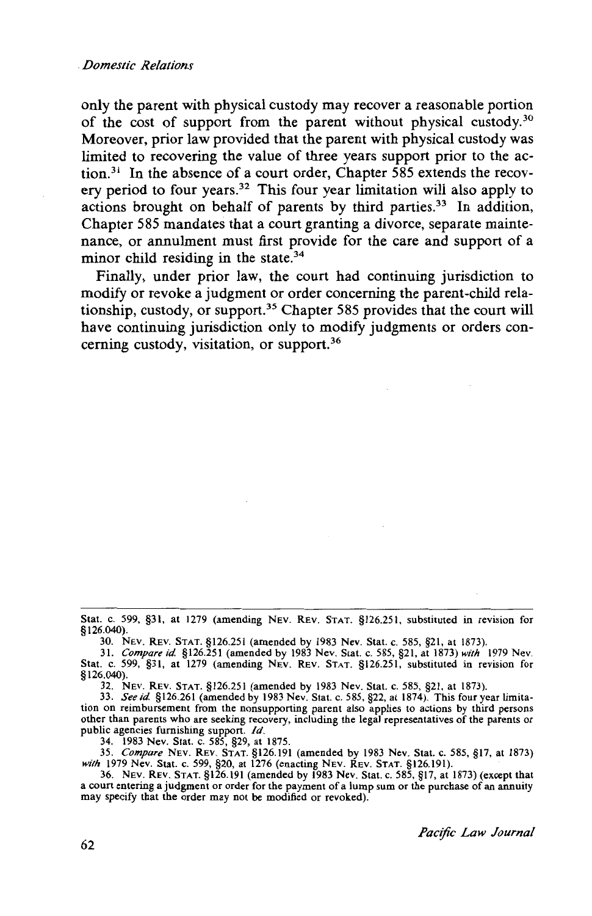only the parent with physical custody may recover a reasonable portion of the cost of support from the parent without physical custody.[30] Moreover, prior law provided that the parent with physical custody was limited to recovering the value of three years support prior to the action.[31] In the absence of a court order, Chapter 585 extends the recovery period to four years.[32] This four year limitation will also apply to actions brought on behalf of parents by third parties.[33] In addition, Chapter 585 mandates that a court granting a divorce, separate maintenance, or annulment must first provide for the care and support of a minor child residing in the state.[34]

Finally, under prior law, the court had continuing jurisdiction to modify or revoke a judgment or order concerning the parent-child relationship, custody, or support.[35] Chapter 585 provides that the court will have continuing jurisdiction only to modify judgments or orders concerning custody, visitation, or support.[36]

---

Stat. c. 599, §31, at 1279 (amending NEV. REV. STAT. §126.251, substituted in revision for §126.040).

30. NEV. REV. STAT. §126.251 (amended by 1983 Nev. Stat. c. 585, §21, at 1873).

31. *Compare id.* §126.251 (amended by 1983 Nev. Stat. c. 585, §21, at 1873) *with* 1979 Nev. Stat. c. 599, §31, at 1279 (amending NEV. REV. STAT. §126.251, substituted in revision for §126.040).

32. NEV. REV. STAT. §126.251 (amended by 1983 Nev. Stat. c. 585, §21, at 1873).

33. *See id.* §126.261 (amended by 1983 Nev. Stat. c. 585, §22, at 1874). This four year limitation on reimbursement from the nonsupporting parent also applies to actions by third persons other than parents who are seeking recovery, including the legal representatives of the parents or public agencies furnishing support. *Id.*

34. 1983 Nev. Stat. c. 585, §29, at 1875.

35. *Compare* NEV. REV. STAT. §126.191 (amended by 1983 Nev. Stat. c. 585, §17, at 1873) *with* 1979 Nev. Stat. c. 599, §20, at 1276 (enacting NEV. REV. STAT. §126.191).

36. NEV. REV. STAT. §126.191 (amended by 1983 Nev. Stat. c. 585, §17, at 1873) (except that a court entering a judgment or order for the payment of a lump sum or the purchase of an annuity may specify that the order may not be modified or revoked).